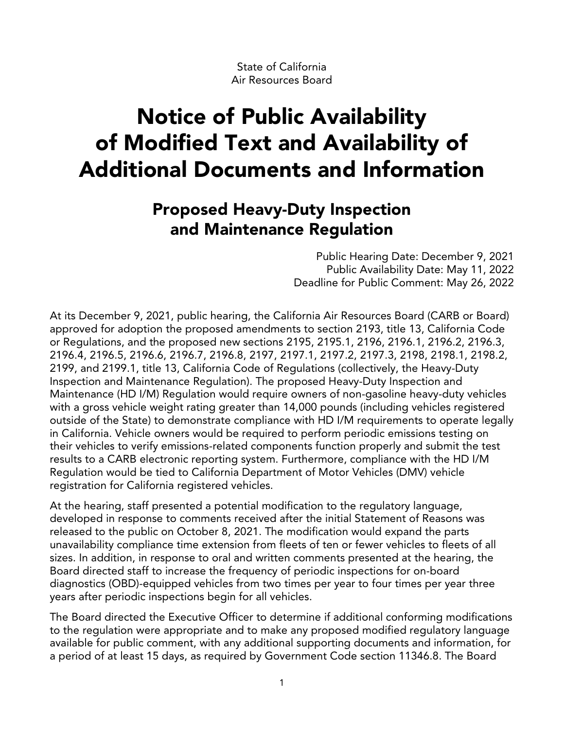State of California
Air Resources Board

# Notice of Public Availability of Modified Text and Availability of Additional Documents and Information

## Proposed Heavy-Duty Inspection and Maintenance Regulation

Public Hearing Date: December 9, 2021
Public Availability Date: May 11, 2022
Deadline for Public Comment: May 26, 2022

At its December 9, 2021, public hearing, the California Air Resources Board (CARB or Board) approved for adoption the proposed amendments to section 2193, title 13, California Code or Regulations, and the proposed new sections 2195, 2195.1, 2196, 2196.1, 2196.2, 2196.3, 2196.4, 2196.5, 2196.6, 2196.7, 2196.8, 2197, 2197.1, 2197.2, 2197.3, 2198, 2198.1, 2198.2, 2199, and 2199.1, title 13, California Code of Regulations (collectively, the Heavy-Duty Inspection and Maintenance Regulation). The proposed Heavy-Duty Inspection and Maintenance (HD I/M) Regulation would require owners of non-gasoline heavy-duty vehicles with a gross vehicle weight rating greater than 14,000 pounds (including vehicles registered outside of the State) to demonstrate compliance with HD I/M requirements to operate legally in California. Vehicle owners would be required to perform periodic emissions testing on their vehicles to verify emissions-related components function properly and submit the test results to a CARB electronic reporting system. Furthermore, compliance with the HD I/M Regulation would be tied to California Department of Motor Vehicles (DMV) vehicle registration for California registered vehicles.

At the hearing, staff presented a potential modification to the regulatory language, developed in response to comments received after the initial Statement of Reasons was released to the public on October 8, 2021. The modification would expand the parts unavailability compliance time extension from fleets of ten or fewer vehicles to fleets of all sizes. In addition, in response to oral and written comments presented at the hearing, the Board directed staff to increase the frequency of periodic inspections for on-board diagnostics (OBD)-equipped vehicles from two times per year to four times per year three years after periodic inspections begin for all vehicles.

The Board directed the Executive Officer to determine if additional conforming modifications to the regulation were appropriate and to make any proposed modified regulatory language available for public comment, with any additional supporting documents and information, for a period of at least 15 days, as required by Government Code section 11346.8. The Board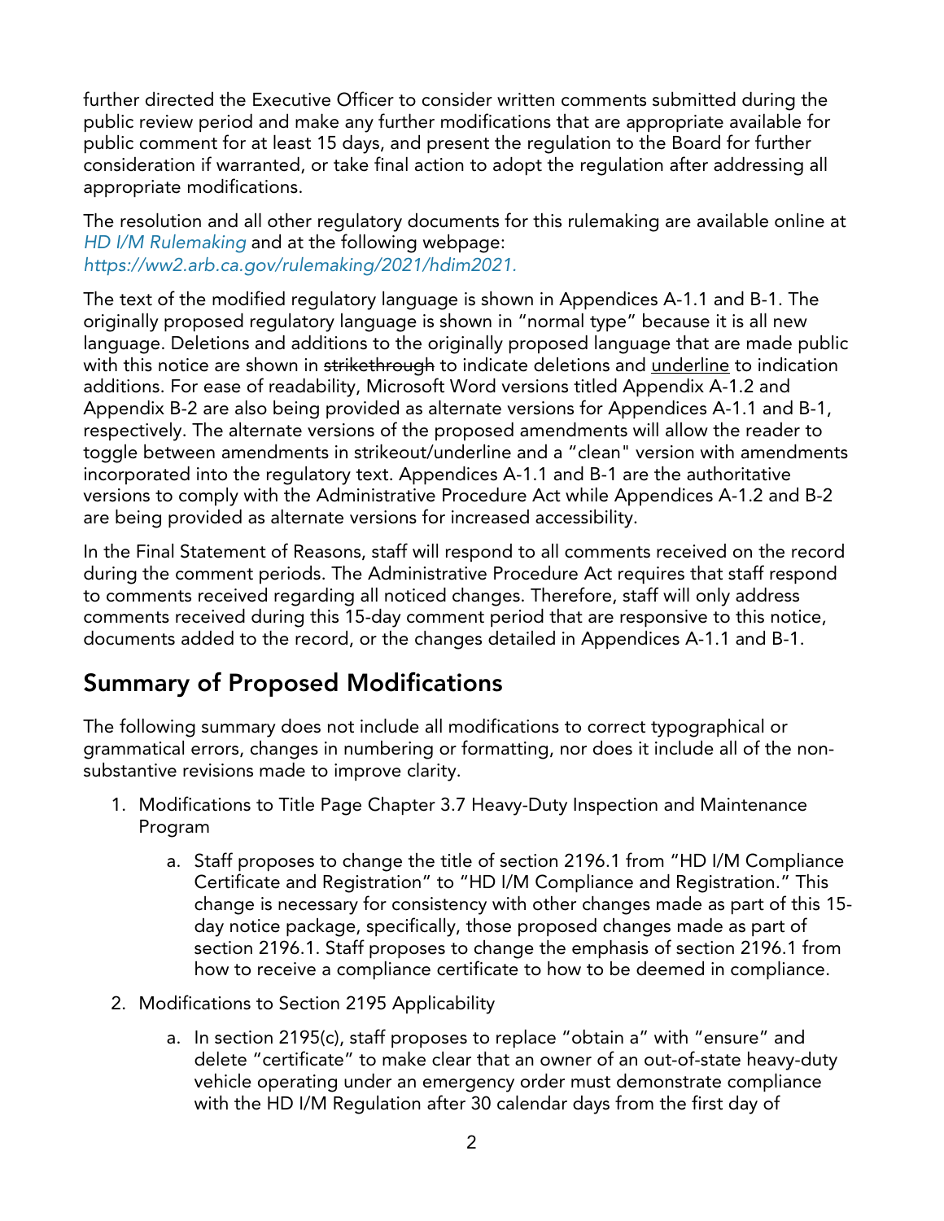further directed the Executive Officer to consider written comments submitted during the public review period and make any further modifications that are appropriate available for public comment for at least 15 days, and present the regulation to the Board for further consideration if warranted, or take final action to adopt the regulation after addressing all appropriate modifications.

The resolution and all other regulatory documents for this rulemaking are available online at *HD I/M Rulemaking* and at the following webpage: *https://ww2.arb.ca.gov/rulemaking/2021/hdim2021.*

The text of the modified regulatory language is shown in Appendices A-1.1 and B-1. The originally proposed regulatory language is shown in "normal type" because it is all new language. Deletions and additions to the originally proposed language that are made public with this notice are shown in ~~strikethrough~~ to indicate deletions and <u>underline</u> to indication additions. For ease of readability, Microsoft Word versions titled Appendix A-1.2 and Appendix B-2 are also being provided as alternate versions for Appendices A-1.1 and B-1, respectively. The alternate versions of the proposed amendments will allow the reader to toggle between amendments in strikeout/underline and a "clean" version with amendments incorporated into the regulatory text. Appendices A-1.1 and B-1 are the authoritative versions to comply with the Administrative Procedure Act while Appendices A-1.2 and B-2 are being provided as alternate versions for increased accessibility.

In the Final Statement of Reasons, staff will respond to all comments received on the record during the comment periods. The Administrative Procedure Act requires that staff respond to comments received regarding all noticed changes. Therefore, staff will only address comments received during this 15-day comment period that are responsive to this notice, documents added to the record, or the changes detailed in Appendices A-1.1 and B-1.

## Summary of Proposed Modifications

The following summary does not include all modifications to correct typographical or grammatical errors, changes in numbering or formatting, nor does it include all of the non-substantive revisions made to improve clarity.

1. Modifications to Title Page Chapter 3.7 Heavy-Duty Inspection and Maintenance Program
    a. Staff proposes to change the title of section 2196.1 from "HD I/M Compliance Certificate and Registration" to "HD I/M Compliance and Registration." This change is necessary for consistency with other changes made as part of this 15-day notice package, specifically, those proposed changes made as part of section 2196.1. Staff proposes to change the emphasis of section 2196.1 from how to receive a compliance certificate to how to be deemed in compliance.
2. Modifications to Section 2195 Applicability
    a. In section 2195(c), staff proposes to replace "obtain a" with "ensure" and delete "certificate" to make clear that an owner of an out-of-state heavy-duty vehicle operating under an emergency order must demonstrate compliance with the HD I/M Regulation after 30 calendar days from the first day of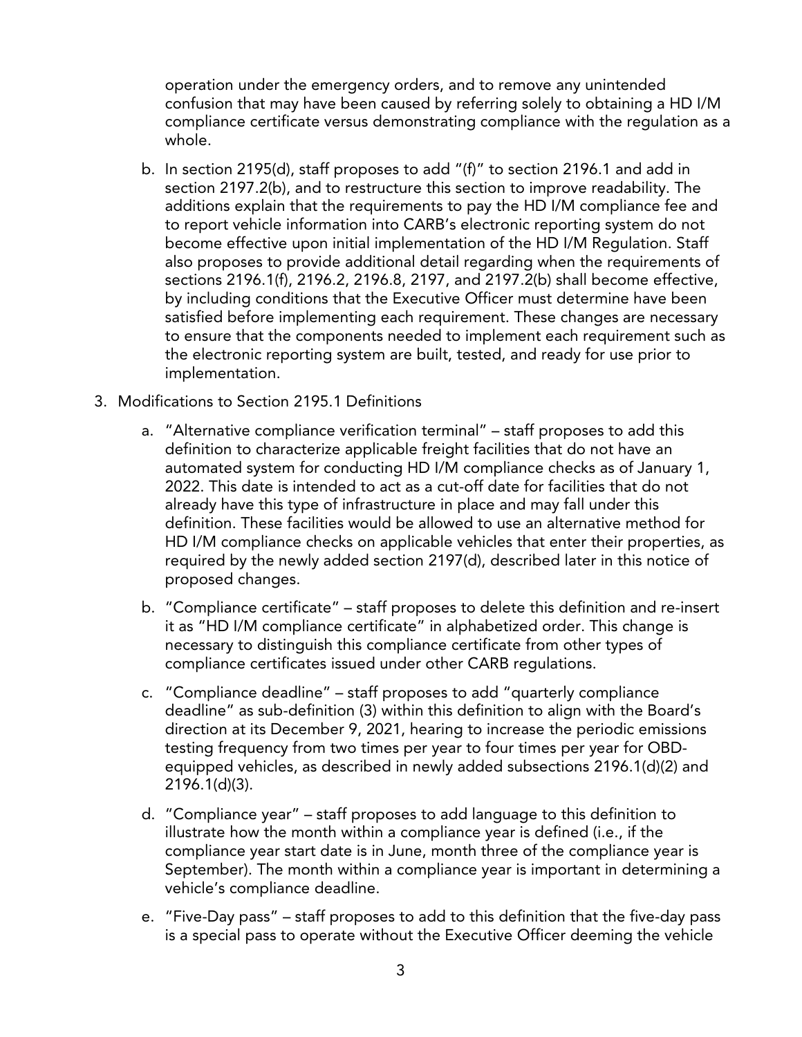operation under the emergency orders, and to remove any unintended confusion that may have been caused by referring solely to obtaining a HD I/M compliance certificate versus demonstrating compliance with the regulation as a whole.

b. In section 2195(d), staff proposes to add "(f)" to section 2196.1 and add in section 2197.2(b), and to restructure this section to improve readability. The additions explain that the requirements to pay the HD I/M compliance fee and to report vehicle information into CARB's electronic reporting system do not become effective upon initial implementation of the HD I/M Regulation. Staff also proposes to provide additional detail regarding when the requirements of sections 2196.1(f), 2196.2, 2196.8, 2197, and 2197.2(b) shall become effective, by including conditions that the Executive Officer must determine have been satisfied before implementing each requirement. These changes are necessary to ensure that the components needed to implement each requirement such as the electronic reporting system are built, tested, and ready for use prior to implementation.

3. Modifications to Section 2195.1 Definitions

   a. "Alternative compliance verification terminal" – staff proposes to add this definition to characterize applicable freight facilities that do not have an automated system for conducting HD I/M compliance checks as of January 1, 2022. This date is intended to act as a cut-off date for facilities that do not already have this type of infrastructure in place and may fall under this definition. These facilities would be allowed to use an alternative method for HD I/M compliance checks on applicable vehicles that enter their properties, as required by the newly added section 2197(d), described later in this notice of proposed changes.

   b. "Compliance certificate" – staff proposes to delete this definition and re-insert it as "HD I/M compliance certificate" in alphabetized order. This change is necessary to distinguish this compliance certificate from other types of compliance certificates issued under other CARB regulations.

   c. "Compliance deadline" – staff proposes to add "quarterly compliance deadline" as sub-definition (3) within this definition to align with the Board's direction at its December 9, 2021, hearing to increase the periodic emissions testing frequency from two times per year to four times per year for OBD-equipped vehicles, as described in newly added subsections 2196.1(d)(2) and 2196.1(d)(3).

   d. "Compliance year" – staff proposes to add language to this definition to illustrate how the month within a compliance year is defined (i.e., if the compliance year start date is in June, month three of the compliance year is September). The month within a compliance year is important in determining a vehicle's compliance deadline.

   e. "Five-Day pass" – staff proposes to add to this definition that the five-day pass is a special pass to operate without the Executive Officer deeming the vehicle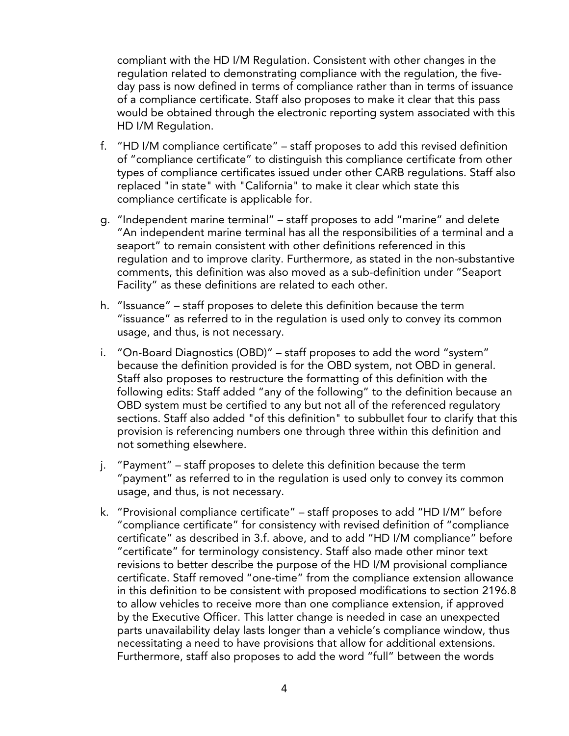compliant with the HD I/M Regulation. Consistent with other changes in the regulation related to demonstrating compliance with the regulation, the five-day pass is now defined in terms of compliance rather than in terms of issuance of a compliance certificate. Staff also proposes to make it clear that this pass would be obtained through the electronic reporting system associated with this HD I/M Regulation.

f. "HD I/M compliance certificate" – staff proposes to add this revised definition of "compliance certificate" to distinguish this compliance certificate from other types of compliance certificates issued under other CARB regulations. Staff also replaced "in state" with "California" to make it clear which state this compliance certificate is applicable for.

g. "Independent marine terminal" – staff proposes to add "marine" and delete "An independent marine terminal has all the responsibilities of a terminal and a seaport" to remain consistent with other definitions referenced in this regulation and to improve clarity. Furthermore, as stated in the non-substantive comments, this definition was also moved as a sub-definition under "Seaport Facility" as these definitions are related to each other.

h. "Issuance" – staff proposes to delete this definition because the term "issuance" as referred to in the regulation is used only to convey its common usage, and thus, is not necessary.

i. "On-Board Diagnostics (OBD)" – staff proposes to add the word "system" because the definition provided is for the OBD system, not OBD in general. Staff also proposes to restructure the formatting of this definition with the following edits: Staff added "any of the following" to the definition because an OBD system must be certified to any but not all of the referenced regulatory sections. Staff also added "of this definition" to subbullet four to clarify that this provision is referencing numbers one through three within this definition and not something elsewhere.

j. "Payment" – staff proposes to delete this definition because the term "payment" as referred to in the regulation is used only to convey its common usage, and thus, is not necessary.

k. "Provisional compliance certificate" – staff proposes to add "HD I/M" before "compliance certificate" for consistency with revised definition of "compliance certificate" as described in 3.f. above, and to add "HD I/M compliance" before "certificate" for terminology consistency. Staff also made other minor text revisions to better describe the purpose of the HD I/M provisional compliance certificate. Staff removed "one-time" from the compliance extension allowance in this definition to be consistent with proposed modifications to section 2196.8 to allow vehicles to receive more than one compliance extension, if approved by the Executive Officer. This latter change is needed in case an unexpected parts unavailability delay lasts longer than a vehicle's compliance window, thus necessitating a need to have provisions that allow for additional extensions. Furthermore, staff also proposes to add the word "full" between the words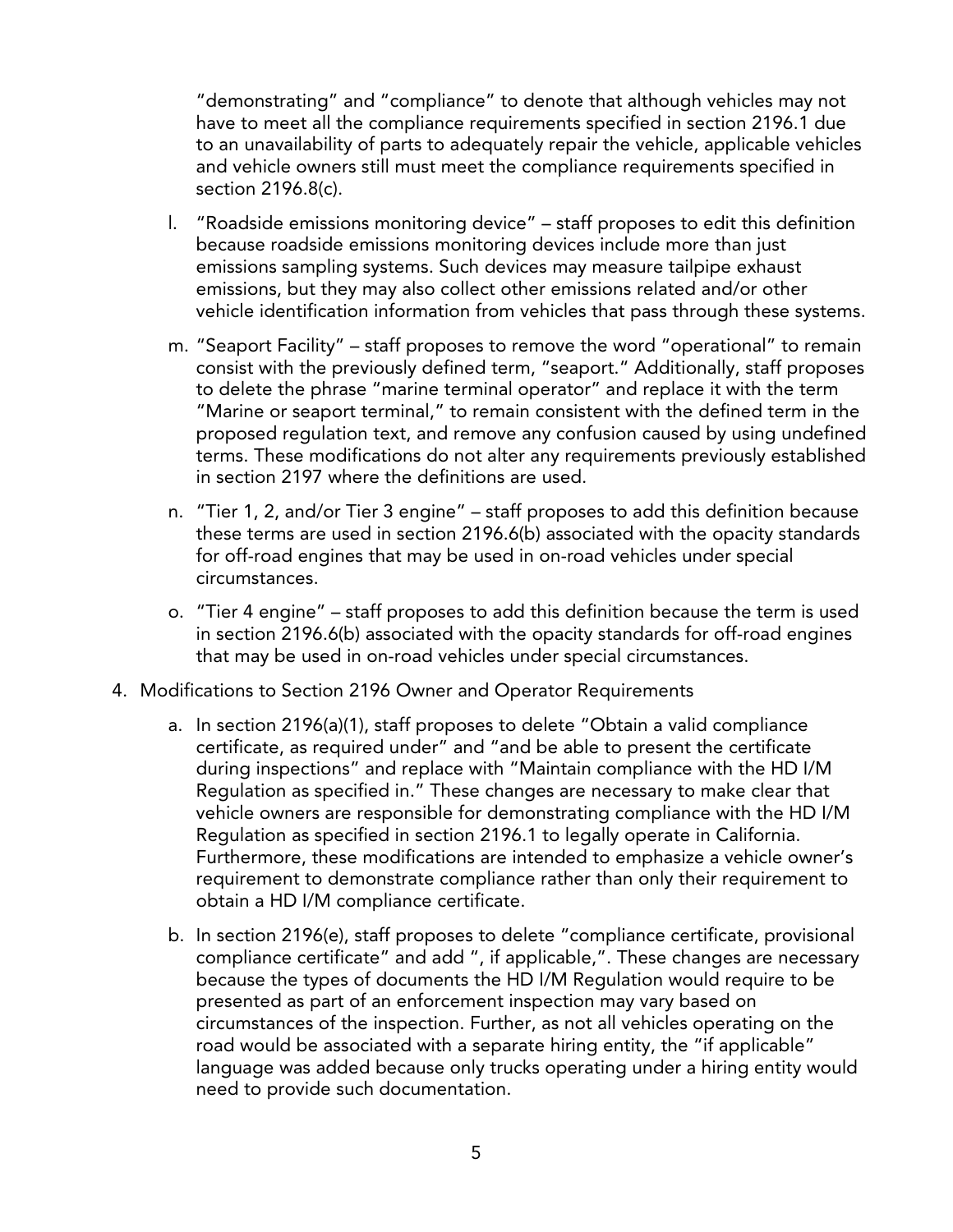"demonstrating" and "compliance" to denote that although vehicles may not have to meet all the compliance requirements specified in section 2196.1 due to an unavailability of parts to adequately repair the vehicle, applicable vehicles and vehicle owners still must meet the compliance requirements specified in section 2196.8(c).

l. "Roadside emissions monitoring device" – staff proposes to edit this definition because roadside emissions monitoring devices include more than just emissions sampling systems. Such devices may measure tailpipe exhaust emissions, but they may also collect other emissions related and/or other vehicle identification information from vehicles that pass through these systems.

m. "Seaport Facility" – staff proposes to remove the word "operational" to remain consist with the previously defined term, "seaport." Additionally, staff proposes to delete the phrase "marine terminal operator" and replace it with the term "Marine or seaport terminal," to remain consistent with the defined term in the proposed regulation text, and remove any confusion caused by using undefined terms. These modifications do not alter any requirements previously established in section 2197 where the definitions are used.

n. "Tier 1, 2, and/or Tier 3 engine" – staff proposes to add this definition because these terms are used in section 2196.6(b) associated with the opacity standards for off-road engines that may be used in on-road vehicles under special circumstances.

o. "Tier 4 engine" – staff proposes to add this definition because the term is used in section 2196.6(b) associated with the opacity standards for off-road engines that may be used in on-road vehicles under special circumstances.

4. Modifications to Section 2196 Owner and Operator Requirements

   a. In section 2196(a)(1), staff proposes to delete "Obtain a valid compliance certificate, as required under" and "and be able to present the certificate during inspections" and replace with "Maintain compliance with the HD I/M Regulation as specified in." These changes are necessary to make clear that vehicle owners are responsible for demonstrating compliance with the HD I/M Regulation as specified in section 2196.1 to legally operate in California. Furthermore, these modifications are intended to emphasize a vehicle owner's requirement to demonstrate compliance rather than only their requirement to obtain a HD I/M compliance certificate.

   b. In section 2196(e), staff proposes to delete "compliance certificate, provisional compliance certificate" and add ", if applicable,". These changes are necessary because the types of documents the HD I/M Regulation would require to be presented as part of an enforcement inspection may vary based on circumstances of the inspection. Further, as not all vehicles operating on the road would be associated with a separate hiring entity, the "if applicable" language was added because only trucks operating under a hiring entity would need to provide such documentation.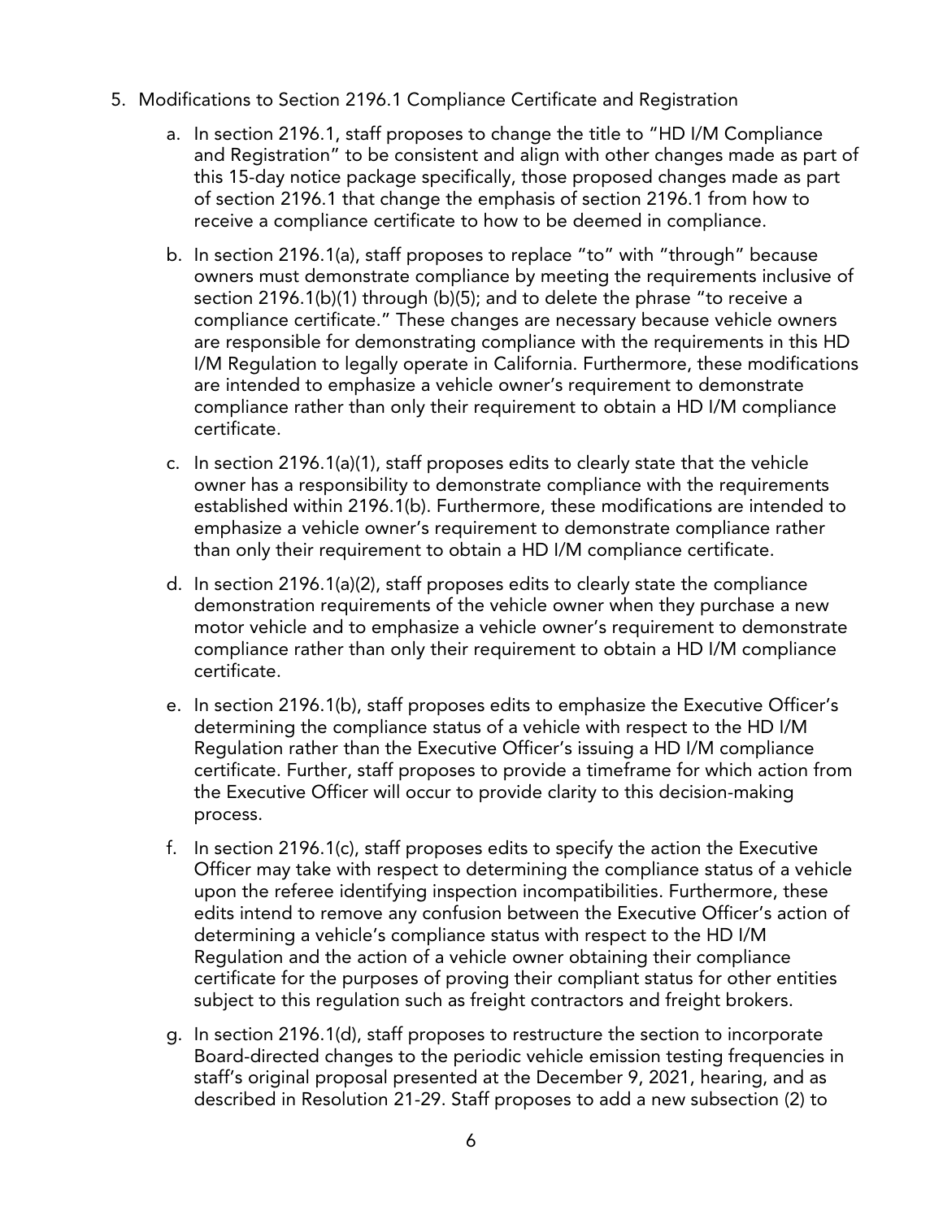5. Modifications to Section 2196.1 Compliance Certificate and Registration

   a. In section 2196.1, staff proposes to change the title to "HD I/M Compliance and Registration" to be consistent and align with other changes made as part of this 15-day notice package specifically, those proposed changes made as part of section 2196.1 that change the emphasis of section 2196.1 from how to receive a compliance certificate to how to be deemed in compliance.

   b. In section 2196.1(a), staff proposes to replace "to" with "through" because owners must demonstrate compliance by meeting the requirements inclusive of section 2196.1(b)(1) through (b)(5); and to delete the phrase "to receive a compliance certificate." These changes are necessary because vehicle owners are responsible for demonstrating compliance with the requirements in this HD I/M Regulation to legally operate in California. Furthermore, these modifications are intended to emphasize a vehicle owner's requirement to demonstrate compliance rather than only their requirement to obtain a HD I/M compliance certificate.

   c. In section 2196.1(a)(1), staff proposes edits to clearly state that the vehicle owner has a responsibility to demonstrate compliance with the requirements established within 2196.1(b). Furthermore, these modifications are intended to emphasize a vehicle owner's requirement to demonstrate compliance rather than only their requirement to obtain a HD I/M compliance certificate.

   d. In section 2196.1(a)(2), staff proposes edits to clearly state the compliance demonstration requirements of the vehicle owner when they purchase a new motor vehicle and to emphasize a vehicle owner's requirement to demonstrate compliance rather than only their requirement to obtain a HD I/M compliance certificate.

   e. In section 2196.1(b), staff proposes edits to emphasize the Executive Officer's determining the compliance status of a vehicle with respect to the HD I/M Regulation rather than the Executive Officer's issuing a HD I/M compliance certificate. Further, staff proposes to provide a timeframe for which action from the Executive Officer will occur to provide clarity to this decision-making process.

   f. In section 2196.1(c), staff proposes edits to specify the action the Executive Officer may take with respect to determining the compliance status of a vehicle upon the referee identifying inspection incompatibilities. Furthermore, these edits intend to remove any confusion between the Executive Officer's action of determining a vehicle's compliance status with respect to the HD I/M Regulation and the action of a vehicle owner obtaining their compliance certificate for the purposes of proving their compliant status for other entities subject to this regulation such as freight contractors and freight brokers.

   g. In section 2196.1(d), staff proposes to restructure the section to incorporate Board-directed changes to the periodic vehicle emission testing frequencies in staff's original proposal presented at the December 9, 2021, hearing, and as described in Resolution 21-29. Staff proposes to add a new subsection (2) to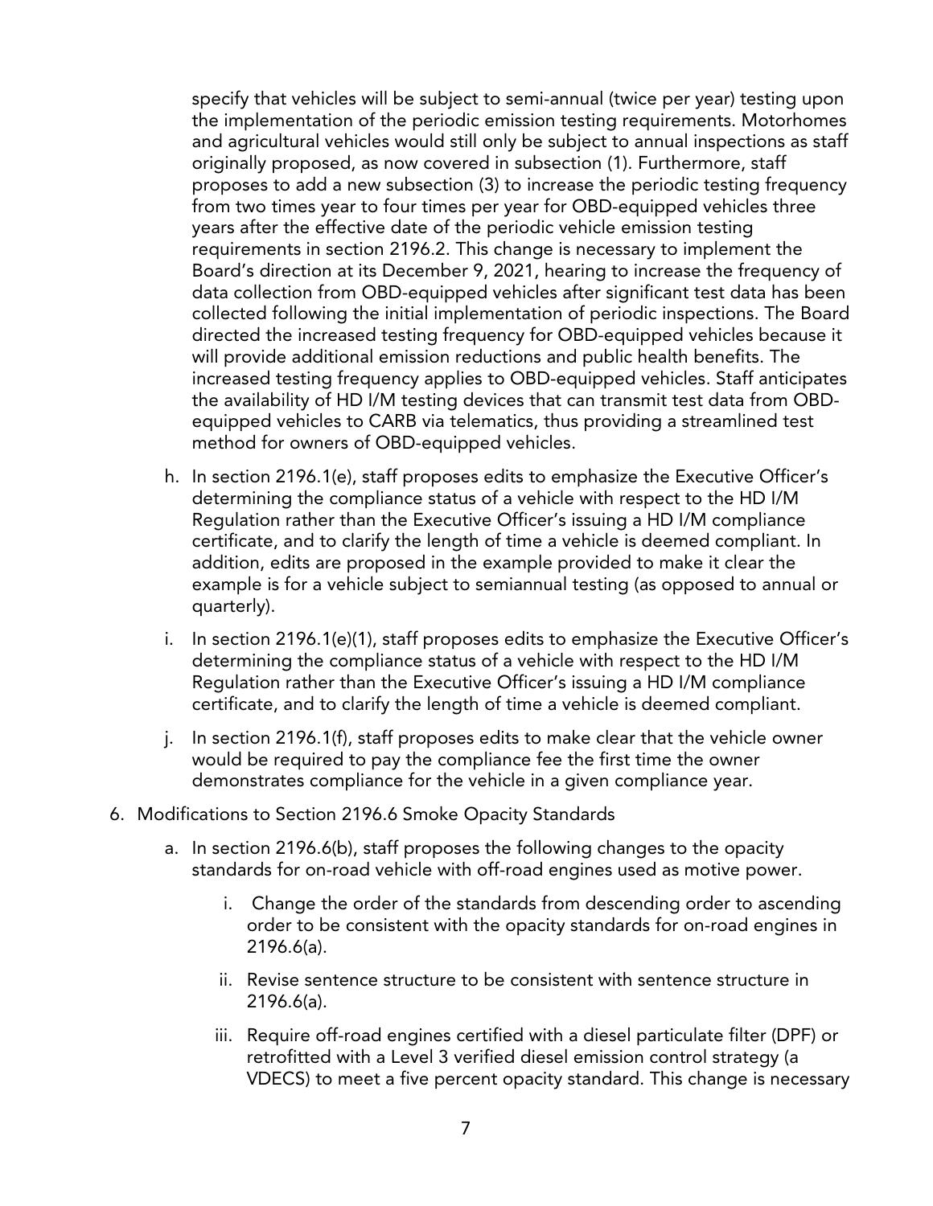specify that vehicles will be subject to semi-annual (twice per year) testing upon the implementation of the periodic emission testing requirements. Motorhomes and agricultural vehicles would still only be subject to annual inspections as staff originally proposed, as now covered in subsection (1). Furthermore, staff proposes to add a new subsection (3) to increase the periodic testing frequency from two times year to four times per year for OBD-equipped vehicles three years after the effective date of the periodic vehicle emission testing requirements in section 2196.2. This change is necessary to implement the Board's direction at its December 9, 2021, hearing to increase the frequency of data collection from OBD-equipped vehicles after significant test data has been collected following the initial implementation of periodic inspections. The Board directed the increased testing frequency for OBD-equipped vehicles because it will provide additional emission reductions and public health benefits. The increased testing frequency applies to OBD-equipped vehicles. Staff anticipates the availability of HD I/M testing devices that can transmit test data from OBD-equipped vehicles to CARB via telematics, thus providing a streamlined test method for owners of OBD-equipped vehicles.

h. In section 2196.1(e), staff proposes edits to emphasize the Executive Officer's determining the compliance status of a vehicle with respect to the HD I/M Regulation rather than the Executive Officer's issuing a HD I/M compliance certificate, and to clarify the length of time a vehicle is deemed compliant. In addition, edits are proposed in the example provided to make it clear the example is for a vehicle subject to semiannual testing (as opposed to annual or quarterly).

i. In section 2196.1(e)(1), staff proposes edits to emphasize the Executive Officer's determining the compliance status of a vehicle with respect to the HD I/M Regulation rather than the Executive Officer's issuing a HD I/M compliance certificate, and to clarify the length of time a vehicle is deemed compliant.

j. In section 2196.1(f), staff proposes edits to make clear that the vehicle owner would be required to pay the compliance fee the first time the owner demonstrates compliance for the vehicle in a given compliance year.

6. Modifications to Section 2196.6 Smoke Opacity Standards

   a. In section 2196.6(b), staff proposes the following changes to the opacity standards for on-road vehicle with off-road engines used as motive power.

      i. Change the order of the standards from descending order to ascending order to be consistent with the opacity standards for on-road engines in 2196.6(a).

      ii. Revise sentence structure to be consistent with sentence structure in 2196.6(a).

      iii. Require off-road engines certified with a diesel particulate filter (DPF) or retrofitted with a Level 3 verified diesel emission control strategy (a VDECS) to meet a five percent opacity standard. This change is necessary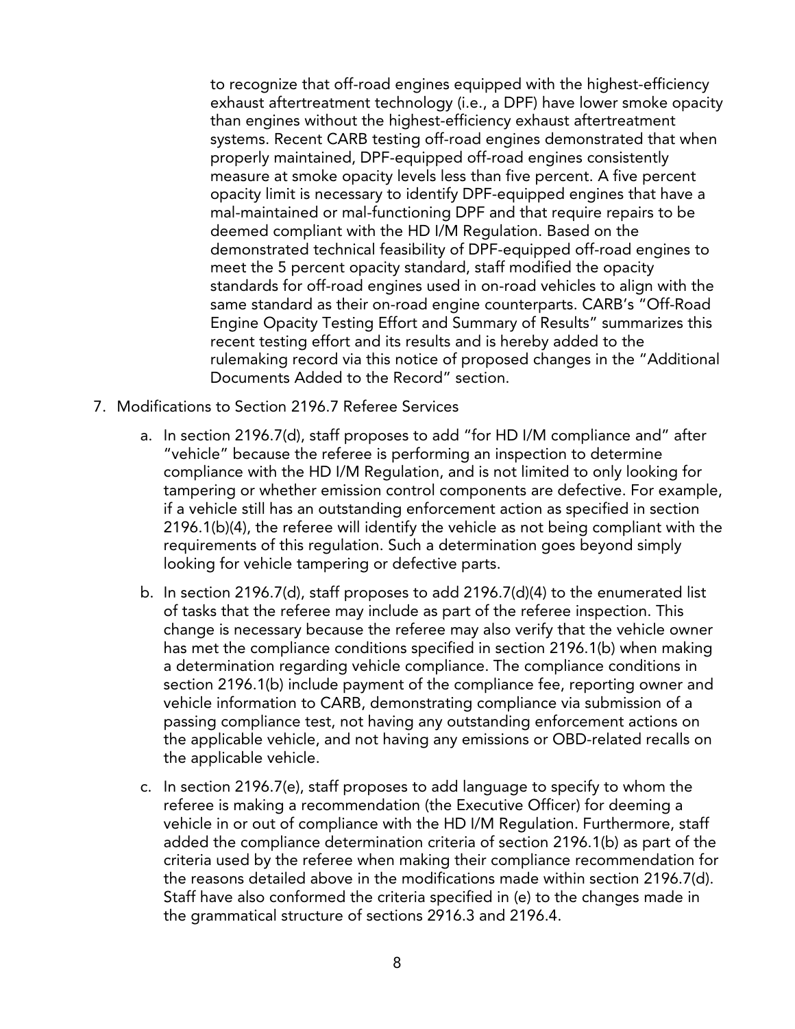to recognize that off-road engines equipped with the highest-efficiency exhaust aftertreatment technology (i.e., a DPF) have lower smoke opacity than engines without the highest-efficiency exhaust aftertreatment systems. Recent CARB testing off-road engines demonstrated that when properly maintained, DPF-equipped off-road engines consistently measure at smoke opacity levels less than five percent. A five percent opacity limit is necessary to identify DPF-equipped engines that have a mal-maintained or mal-functioning DPF and that require repairs to be deemed compliant with the HD I/M Regulation. Based on the demonstrated technical feasibility of DPF-equipped off-road engines to meet the 5 percent opacity standard, staff modified the opacity standards for off-road engines used in on-road vehicles to align with the same standard as their on-road engine counterparts. CARB's "Off-Road Engine Opacity Testing Effort and Summary of Results" summarizes this recent testing effort and its results and is hereby added to the rulemaking record via this notice of proposed changes in the "Additional Documents Added to the Record" section.

7. Modifications to Section 2196.7 Referee Services

   a. In section 2196.7(d), staff proposes to add "for HD I/M compliance and" after "vehicle" because the referee is performing an inspection to determine compliance with the HD I/M Regulation, and is not limited to only looking for tampering or whether emission control components are defective. For example, if a vehicle still has an outstanding enforcement action as specified in section 2196.1(b)(4), the referee will identify the vehicle as not being compliant with the requirements of this regulation. Such a determination goes beyond simply looking for vehicle tampering or defective parts.

   b. In section 2196.7(d), staff proposes to add 2196.7(d)(4) to the enumerated list of tasks that the referee may include as part of the referee inspection. This change is necessary because the referee may also verify that the vehicle owner has met the compliance conditions specified in section 2196.1(b) when making a determination regarding vehicle compliance. The compliance conditions in section 2196.1(b) include payment of the compliance fee, reporting owner and vehicle information to CARB, demonstrating compliance via submission of a passing compliance test, not having any outstanding enforcement actions on the applicable vehicle, and not having any emissions or OBD-related recalls on the applicable vehicle.

   c. In section 2196.7(e), staff proposes to add language to specify to whom the referee is making a recommendation (the Executive Officer) for deeming a vehicle in or out of compliance with the HD I/M Regulation. Furthermore, staff added the compliance determination criteria of section 2196.1(b) as part of the criteria used by the referee when making their compliance recommendation for the reasons detailed above in the modifications made within section 2196.7(d). Staff have also conformed the criteria specified in (e) to the changes made in the grammatical structure of sections 2916.3 and 2196.4.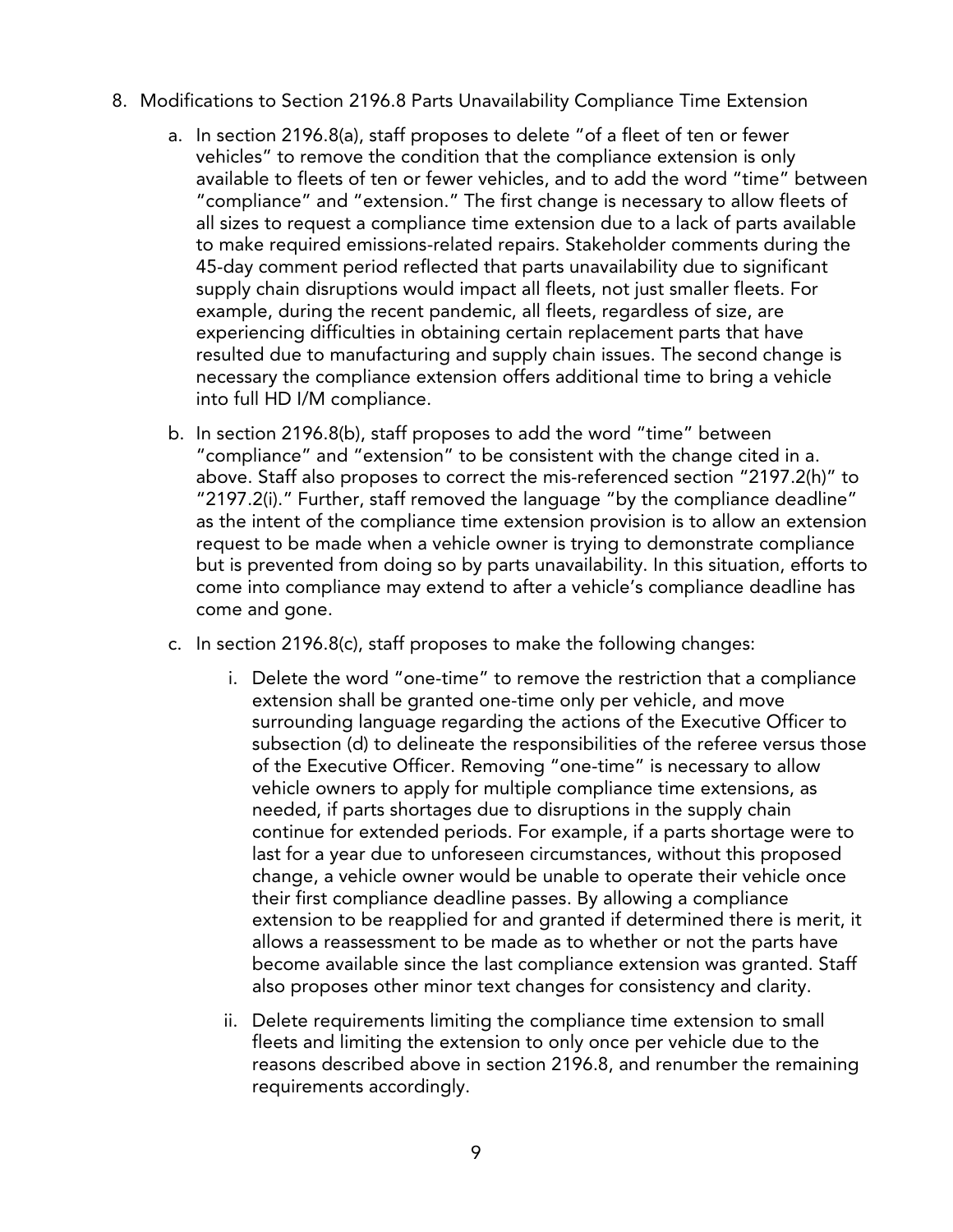8. Modifications to Section 2196.8 Parts Unavailability Compliance Time Extension

   a. In section 2196.8(a), staff proposes to delete "of a fleet of ten or fewer vehicles" to remove the condition that the compliance extension is only available to fleets of ten or fewer vehicles, and to add the word "time" between "compliance" and "extension." The first change is necessary to allow fleets of all sizes to request a compliance time extension due to a lack of parts available to make required emissions-related repairs. Stakeholder comments during the 45-day comment period reflected that parts unavailability due to significant supply chain disruptions would impact all fleets, not just smaller fleets. For example, during the recent pandemic, all fleets, regardless of size, are experiencing difficulties in obtaining certain replacement parts that have resulted due to manufacturing and supply chain issues. The second change is necessary the compliance extension offers additional time to bring a vehicle into full HD I/M compliance.

   b. In section 2196.8(b), staff proposes to add the word "time" between "compliance" and "extension" to be consistent with the change cited in a. above. Staff also proposes to correct the mis-referenced section "2197.2(h)" to "2197.2(i)." Further, staff removed the language "by the compliance deadline" as the intent of the compliance time extension provision is to allow an extension request to be made when a vehicle owner is trying to demonstrate compliance but is prevented from doing so by parts unavailability. In this situation, efforts to come into compliance may extend to after a vehicle's compliance deadline has come and gone.

   c. In section 2196.8(c), staff proposes to make the following changes:

      i. Delete the word "one-time" to remove the restriction that a compliance extension shall be granted one-time only per vehicle, and move surrounding language regarding the actions of the Executive Officer to subsection (d) to delineate the responsibilities of the referee versus those of the Executive Officer. Removing "one-time" is necessary to allow vehicle owners to apply for multiple compliance time extensions, as needed, if parts shortages due to disruptions in the supply chain continue for extended periods. For example, if a parts shortage were to last for a year due to unforeseen circumstances, without this proposed change, a vehicle owner would be unable to operate their vehicle once their first compliance deadline passes. By allowing a compliance extension to be reapplied for and granted if determined there is merit, it allows a reassessment to be made as to whether or not the parts have become available since the last compliance extension was granted. Staff also proposes other minor text changes for consistency and clarity.

      ii. Delete requirements limiting the compliance time extension to small fleets and limiting the extension to only once per vehicle due to the reasons described above in section 2196.8, and renumber the remaining requirements accordingly.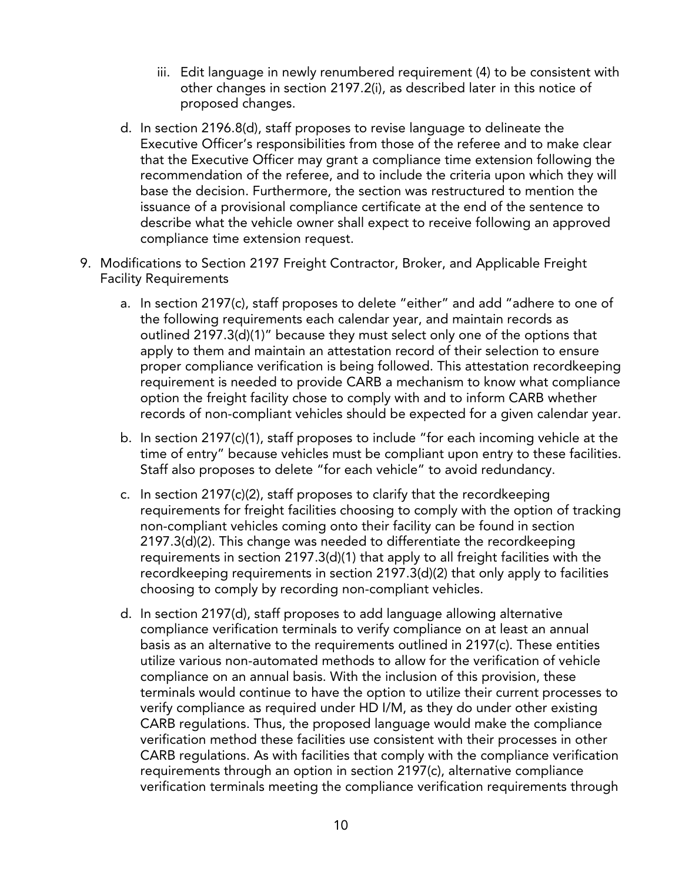iii. Edit language in newly renumbered requirement (4) to be consistent with other changes in section 2197.2(i), as described later in this notice of proposed changes.

  d. In section 2196.8(d), staff proposes to revise language to delineate the Executive Officer's responsibilities from those of the referee and to make clear that the Executive Officer may grant a compliance time extension following the recommendation of the referee, and to include the criteria upon which they will base the decision. Furthermore, the section was restructured to mention the issuance of a provisional compliance certificate at the end of the sentence to describe what the vehicle owner shall expect to receive following an approved compliance time extension request.

9. Modifications to Section 2197 Freight Contractor, Broker, and Applicable Freight Facility Requirements

    a. In section 2197(c), staff proposes to delete "either" and add "adhere to one of the following requirements each calendar year, and maintain records as outlined 2197.3(d)(1)" because they must select only one of the options that apply to them and maintain an attestation record of their selection to ensure proper compliance verification is being followed. This attestation recordkeeping requirement is needed to provide CARB a mechanism to know what compliance option the freight facility chose to comply with and to inform CARB whether records of non-compliant vehicles should be expected for a given calendar year.

    b. In section 2197(c)(1), staff proposes to include "for each incoming vehicle at the time of entry" because vehicles must be compliant upon entry to these facilities. Staff also proposes to delete "for each vehicle" to avoid redundancy.

    c. In section 2197(c)(2), staff proposes to clarify that the recordkeeping requirements for freight facilities choosing to comply with the option of tracking non-compliant vehicles coming onto their facility can be found in section 2197.3(d)(2). This change was needed to differentiate the recordkeeping requirements in section 2197.3(d)(1) that apply to all freight facilities with the recordkeeping requirements in section 2197.3(d)(2) that only apply to facilities choosing to comply by recording non-compliant vehicles.

    d. In section 2197(d), staff proposes to add language allowing alternative compliance verification terminals to verify compliance on at least an annual basis as an alternative to the requirements outlined in 2197(c). These entities utilize various non-automated methods to allow for the verification of vehicle compliance on an annual basis. With the inclusion of this provision, these terminals would continue to have the option to utilize their current processes to verify compliance as required under HD I/M, as they do under other existing CARB regulations. Thus, the proposed language would make the compliance verification method these facilities use consistent with their processes in other CARB regulations. As with facilities that comply with the compliance verification requirements through an option in section 2197(c), alternative compliance verification terminals meeting the compliance verification requirements through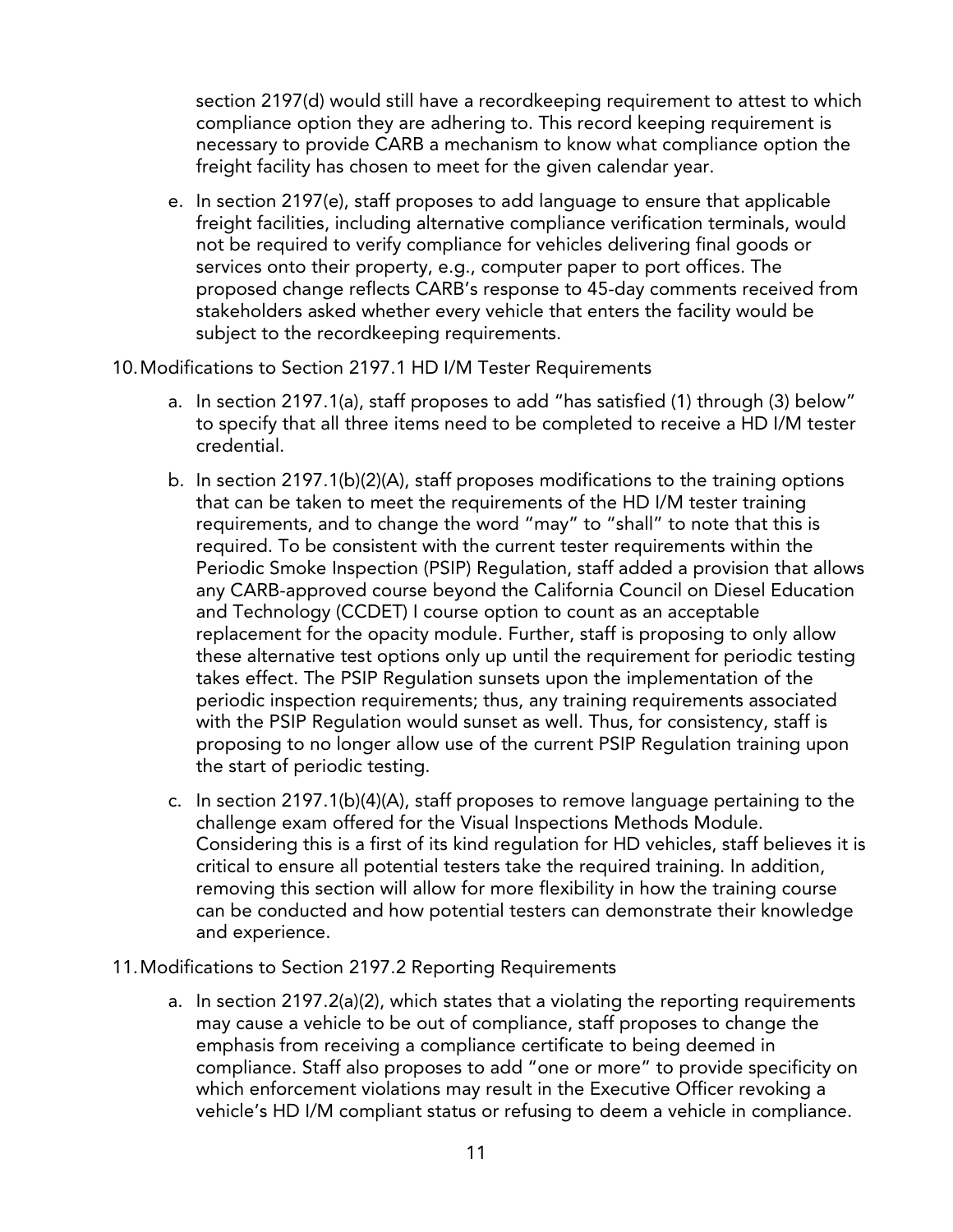section 2197(d) would still have a recordkeeping requirement to attest to which compliance option they are adhering to. This record keeping requirement is necessary to provide CARB a mechanism to know what compliance option the freight facility has chosen to meet for the given calendar year.

e. In section 2197(e), staff proposes to add language to ensure that applicable freight facilities, including alternative compliance verification terminals, would not be required to verify compliance for vehicles delivering final goods or services onto their property, e.g., computer paper to port offices. The proposed change reflects CARB's response to 45-day comments received from stakeholders asked whether every vehicle that enters the facility would be subject to the recordkeeping requirements.

10. Modifications to Section 2197.1 HD I/M Tester Requirements

a. In section 2197.1(a), staff proposes to add "has satisfied (1) through (3) below" to specify that all three items need to be completed to receive a HD I/M tester credential.

b. In section 2197.1(b)(2)(A), staff proposes modifications to the training options that can be taken to meet the requirements of the HD I/M tester training requirements, and to change the word "may" to "shall" to note that this is required. To be consistent with the current tester requirements within the Periodic Smoke Inspection (PSIP) Regulation, staff added a provision that allows any CARB-approved course beyond the California Council on Diesel Education and Technology (CCDET) I course option to count as an acceptable replacement for the opacity module. Further, staff is proposing to only allow these alternative test options only up until the requirement for periodic testing takes effect. The PSIP Regulation sunsets upon the implementation of the periodic inspection requirements; thus, any training requirements associated with the PSIP Regulation would sunset as well. Thus, for consistency, staff is proposing to no longer allow use of the current PSIP Regulation training upon the start of periodic testing.

c. In section 2197.1(b)(4)(A), staff proposes to remove language pertaining to the challenge exam offered for the Visual Inspections Methods Module. Considering this is a first of its kind regulation for HD vehicles, staff believes it is critical to ensure all potential testers take the required training. In addition, removing this section will allow for more flexibility in how the training course can be conducted and how potential testers can demonstrate their knowledge and experience.

11. Modifications to Section 2197.2 Reporting Requirements

a. In section 2197.2(a)(2), which states that a violating the reporting requirements may cause a vehicle to be out of compliance, staff proposes to change the emphasis from receiving a compliance certificate to being deemed in compliance. Staff also proposes to add "one or more" to provide specificity on which enforcement violations may result in the Executive Officer revoking a vehicle's HD I/M compliant status or refusing to deem a vehicle in compliance.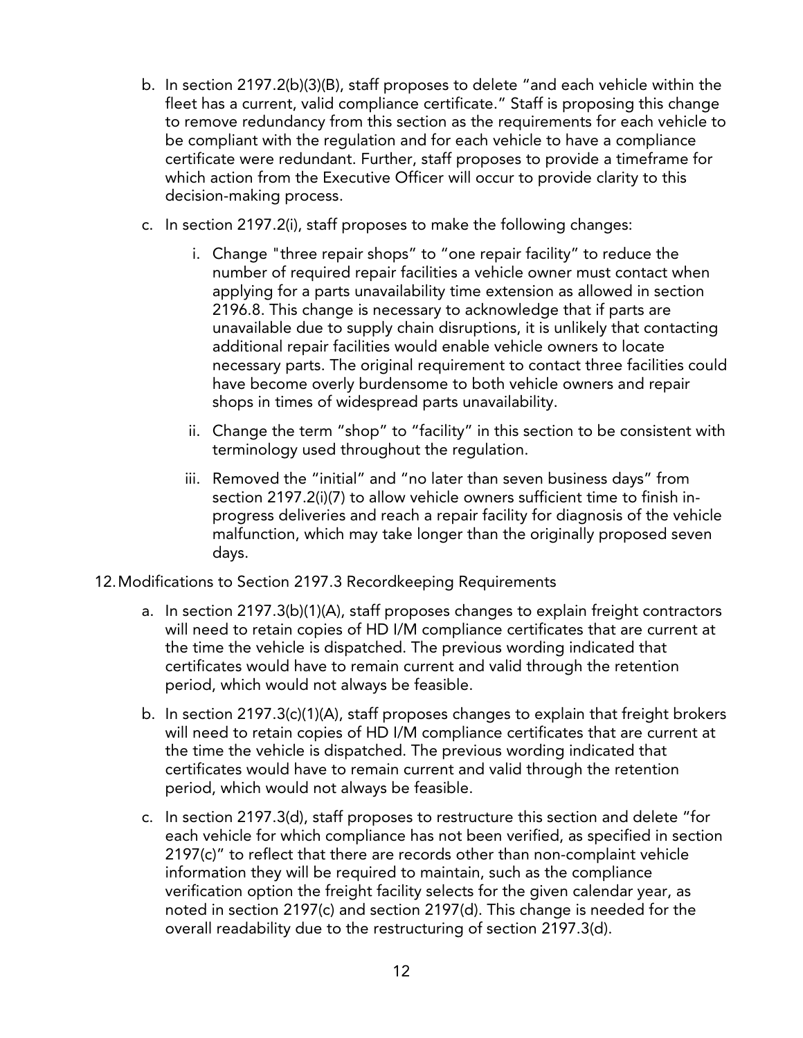b. In section 2197.2(b)(3)(B), staff proposes to delete "and each vehicle within the fleet has a current, valid compliance certificate." Staff is proposing this change to remove redundancy from this section as the requirements for each vehicle to be compliant with the regulation and for each vehicle to have a compliance certificate were redundant. Further, staff proposes to provide a timeframe for which action from the Executive Officer will occur to provide clarity to this decision-making process.

c. In section 2197.2(i), staff proposes to make the following changes:

   i. Change "three repair shops" to "one repair facility" to reduce the number of required repair facilities a vehicle owner must contact when applying for a parts unavailability time extension as allowed in section 2196.8. This change is necessary to acknowledge that if parts are unavailable due to supply chain disruptions, it is unlikely that contacting additional repair facilities would enable vehicle owners to locate necessary parts. The original requirement to contact three facilities could have become overly burdensome to both vehicle owners and repair shops in times of widespread parts unavailability.

   ii. Change the term "shop" to "facility" in this section to be consistent with terminology used throughout the regulation.

   iii. Removed the "initial" and "no later than seven business days" from section 2197.2(i)(7) to allow vehicle owners sufficient time to finish in-progress deliveries and reach a repair facility for diagnosis of the vehicle malfunction, which may take longer than the originally proposed seven days.

12. Modifications to Section 2197.3 Recordkeeping Requirements

a. In section 2197.3(b)(1)(A), staff proposes changes to explain freight contractors will need to retain copies of HD I/M compliance certificates that are current at the time the vehicle is dispatched. The previous wording indicated that certificates would have to remain current and valid through the retention period, which would not always be feasible.

b. In section 2197.3(c)(1)(A), staff proposes changes to explain that freight brokers will need to retain copies of HD I/M compliance certificates that are current at the time the vehicle is dispatched. The previous wording indicated that certificates would have to remain current and valid through the retention period, which would not always be feasible.

c. In section 2197.3(d), staff proposes to restructure this section and delete "for each vehicle for which compliance has not been verified, as specified in section 2197(c)" to reflect that there are records other than non-complaint vehicle information they will be required to maintain, such as the compliance verification option the freight facility selects for the given calendar year, as noted in section 2197(c) and section 2197(d). This change is needed for the overall readability due to the restructuring of section 2197.3(d).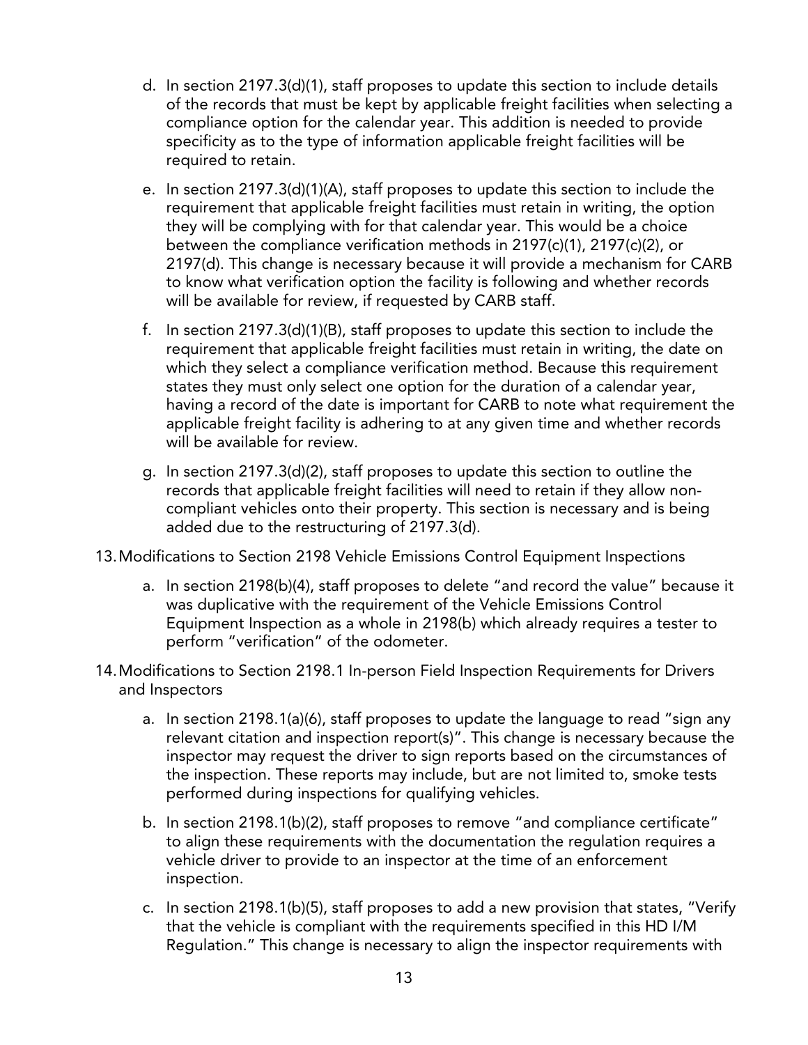d. In section 2197.3(d)(1), staff proposes to update this section to include details of the records that must be kept by applicable freight facilities when selecting a compliance option for the calendar year. This addition is needed to provide specificity as to the type of information applicable freight facilities will be required to retain.

e. In section 2197.3(d)(1)(A), staff proposes to update this section to include the requirement that applicable freight facilities must retain in writing, the option they will be complying with for that calendar year. This would be a choice between the compliance verification methods in 2197(c)(1), 2197(c)(2), or 2197(d). This change is necessary because it will provide a mechanism for CARB to know what verification option the facility is following and whether records will be available for review, if requested by CARB staff.

f. In section 2197.3(d)(1)(B), staff proposes to update this section to include the requirement that applicable freight facilities must retain in writing, the date on which they select a compliance verification method. Because this requirement states they must only select one option for the duration of a calendar year, having a record of the date is important for CARB to note what requirement the applicable freight facility is adhering to at any given time and whether records will be available for review.

g. In section 2197.3(d)(2), staff proposes to update this section to outline the records that applicable freight facilities will need to retain if they allow non-compliant vehicles onto their property. This section is necessary and is being added due to the restructuring of 2197.3(d).

13. Modifications to Section 2198 Vehicle Emissions Control Equipment Inspections

    a. In section 2198(b)(4), staff proposes to delete "and record the value" because it was duplicative with the requirement of the Vehicle Emissions Control Equipment Inspection as a whole in 2198(b) which already requires a tester to perform "verification" of the odometer.

14. Modifications to Section 2198.1 In-person Field Inspection Requirements for Drivers and Inspectors

    a. In section 2198.1(a)(6), staff proposes to update the language to read "sign any relevant citation and inspection report(s)". This change is necessary because the inspector may request the driver to sign reports based on the circumstances of the inspection. These reports may include, but are not limited to, smoke tests performed during inspections for qualifying vehicles.

    b. In section 2198.1(b)(2), staff proposes to remove "and compliance certificate" to align these requirements with the documentation the regulation requires a vehicle driver to provide to an inspector at the time of an enforcement inspection.

    c. In section 2198.1(b)(5), staff proposes to add a new provision that states, "Verify that the vehicle is compliant with the requirements specified in this HD I/M Regulation." This change is necessary to align the inspector requirements with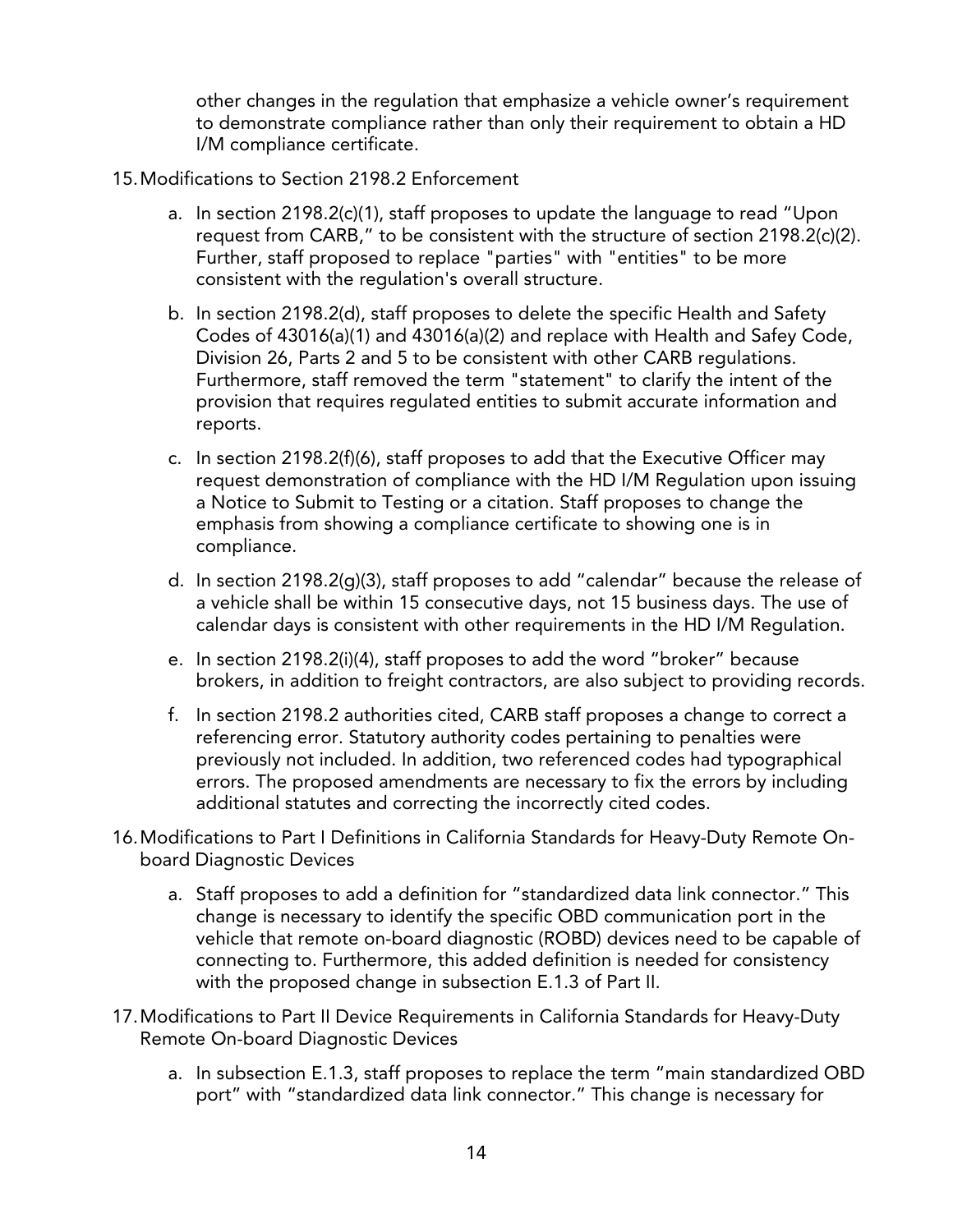other changes in the regulation that emphasize a vehicle owner's requirement to demonstrate compliance rather than only their requirement to obtain a HD I/M compliance certificate.

15. Modifications to Section 2198.2 Enforcement

    a. In section 2198.2(c)(1), staff proposes to update the language to read "Upon request from CARB," to be consistent with the structure of section 2198.2(c)(2). Further, staff proposed to replace "parties" with "entities" to be more consistent with the regulation's overall structure.

    b. In section 2198.2(d), staff proposes to delete the specific Health and Safety Codes of 43016(a)(1) and 43016(a)(2) and replace with Health and Safey Code, Division 26, Parts 2 and 5 to be consistent with other CARB regulations. Furthermore, staff removed the term "statement" to clarify the intent of the provision that requires regulated entities to submit accurate information and reports.

    c. In section 2198.2(f)(6), staff proposes to add that the Executive Officer may request demonstration of compliance with the HD I/M Regulation upon issuing a Notice to Submit to Testing or a citation. Staff proposes to change the emphasis from showing a compliance certificate to showing one is in compliance.

    d. In section 2198.2(g)(3), staff proposes to add "calendar" because the release of a vehicle shall be within 15 consecutive days, not 15 business days. The use of calendar days is consistent with other requirements in the HD I/M Regulation.

    e. In section 2198.2(i)(4), staff proposes to add the word "broker" because brokers, in addition to freight contractors, are also subject to providing records.

    f. In section 2198.2 authorities cited, CARB staff proposes a change to correct a referencing error. Statutory authority codes pertaining to penalties were previously not included. In addition, two referenced codes had typographical errors. The proposed amendments are necessary to fix the errors by including additional statutes and correcting the incorrectly cited codes.

16. Modifications to Part I Definitions in California Standards for Heavy-Duty Remote On-board Diagnostic Devices

    a. Staff proposes to add a definition for "standardized data link connector." This change is necessary to identify the specific OBD communication port in the vehicle that remote on-board diagnostic (ROBD) devices need to be capable of connecting to. Furthermore, this added definition is needed for consistency with the proposed change in subsection E.1.3 of Part II.

17. Modifications to Part II Device Requirements in California Standards for Heavy-Duty Remote On-board Diagnostic Devices

    a. In subsection E.1.3, staff proposes to replace the term "main standardized OBD port" with "standardized data link connector." This change is necessary for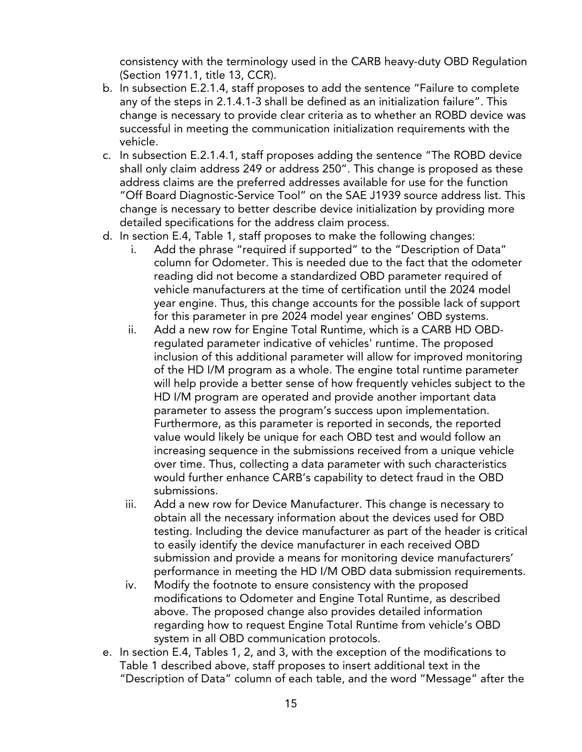consistency with the terminology used in the CARB heavy-duty OBD Regulation (Section 1971.1, title 13, CCR).

b. In subsection E.2.1.4, staff proposes to add the sentence "Failure to complete any of the steps in 2.1.4.1-3 shall be defined as an initialization failure". This change is necessary to provide clear criteria as to whether an ROBD device was successful in meeting the communication initialization requirements with the vehicle.

c. In subsection E.2.1.4.1, staff proposes adding the sentence "The ROBD device shall only claim address 249 or address 250". This change is proposed as these address claims are the preferred addresses available for use for the function "Off Board Diagnostic-Service Tool" on the SAE J1939 source address list. This change is necessary to better describe device initialization by providing more detailed specifications for the address claim process.

d. In section E.4, Table 1, staff proposes to make the following changes:

   i. Add the phrase "required if supported" to the "Description of Data" column for Odometer. This is needed due to the fact that the odometer reading did not become a standardized OBD parameter required of vehicle manufacturers at the time of certification until the 2024 model year engine. Thus, this change accounts for the possible lack of support for this parameter in pre 2024 model year engines' OBD systems.

   ii. Add a new row for Engine Total Runtime, which is a CARB HD OBD-regulated parameter indicative of vehicles' runtime. The proposed inclusion of this additional parameter will allow for improved monitoring of the HD I/M program as a whole. The engine total runtime parameter will help provide a better sense of how frequently vehicles subject to the HD I/M program are operated and provide another important data parameter to assess the program's success upon implementation. Furthermore, as this parameter is reported in seconds, the reported value would likely be unique for each OBD test and would follow an increasing sequence in the submissions received from a unique vehicle over time. Thus, collecting a data parameter with such characteristics would further enhance CARB's capability to detect fraud in the OBD submissions.

   iii. Add a new row for Device Manufacturer. This change is necessary to obtain all the necessary information about the devices used for OBD testing. Including the device manufacturer as part of the header is critical to easily identify the device manufacturer in each received OBD submission and provide a means for monitoring device manufacturers' performance in meeting the HD I/M OBD data submission requirements.

   iv. Modify the footnote to ensure consistency with the proposed modifications to Odometer and Engine Total Runtime, as described above. The proposed change also provides detailed information regarding how to request Engine Total Runtime from vehicle's OBD system in all OBD communication protocols.

e. In section E.4, Tables 1, 2, and 3, with the exception of the modifications to Table 1 described above, staff proposes to insert additional text in the "Description of Data" column of each table, and the word "Message" after the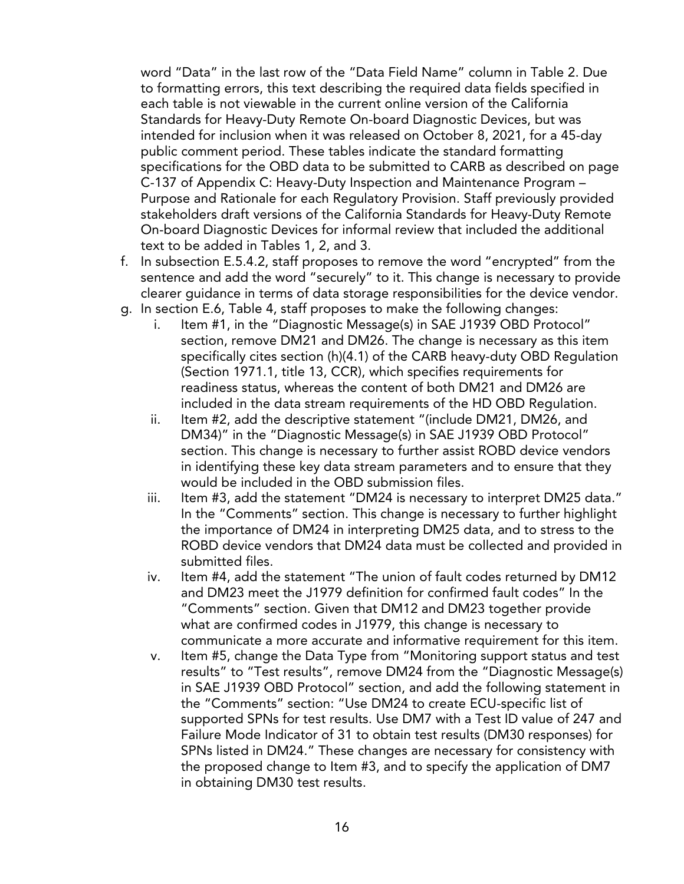word "Data" in the last row of the "Data Field Name" column in Table 2. Due to formatting errors, this text describing the required data fields specified in each table is not viewable in the current online version of the California Standards for Heavy-Duty Remote On-board Diagnostic Devices, but was intended for inclusion when it was released on October 8, 2021, for a 45-day public comment period. These tables indicate the standard formatting specifications for the OBD data to be submitted to CARB as described on page C-137 of Appendix C: Heavy-Duty Inspection and Maintenance Program – Purpose and Rationale for each Regulatory Provision. Staff previously provided stakeholders draft versions of the California Standards for Heavy-Duty Remote On-board Diagnostic Devices for informal review that included the additional text to be added in Tables 1, 2, and 3.

f. In subsection E.5.4.2, staff proposes to remove the word "encrypted" from the sentence and add the word "securely" to it. This change is necessary to provide clearer guidance in terms of data storage responsibilities for the device vendor.

g. In section E.6, Table 4, staff proposes to make the following changes:
   i. Item #1, in the "Diagnostic Message(s) in SAE J1939 OBD Protocol" section, remove DM21 and DM26. The change is necessary as this item specifically cites section (h)(4.1) of the CARB heavy-duty OBD Regulation (Section 1971.1, title 13, CCR), which specifies requirements for readiness status, whereas the content of both DM21 and DM26 are included in the data stream requirements of the HD OBD Regulation.
   ii. Item #2, add the descriptive statement "(include DM21, DM26, and DM34)" in the "Diagnostic Message(s) in SAE J1939 OBD Protocol" section. This change is necessary to further assist ROBD device vendors in identifying these key data stream parameters and to ensure that they would be included in the OBD submission files.
   iii. Item #3, add the statement "DM24 is necessary to interpret DM25 data." In the "Comments" section. This change is necessary to further highlight the importance of DM24 in interpreting DM25 data, and to stress to the ROBD device vendors that DM24 data must be collected and provided in submitted files.
   iv. Item #4, add the statement "The union of fault codes returned by DM12 and DM23 meet the J1979 definition for confirmed fault codes" In the "Comments" section. Given that DM12 and DM23 together provide what are confirmed codes in J1979, this change is necessary to communicate a more accurate and informative requirement for this item.
   v. Item #5, change the Data Type from "Monitoring support status and test results" to "Test results", remove DM24 from the "Diagnostic Message(s) in SAE J1939 OBD Protocol" section, and add the following statement in the "Comments" section: "Use DM24 to create ECU-specific list of supported SPNs for test results. Use DM7 with a Test ID value of 247 and Failure Mode Indicator of 31 to obtain test results (DM30 responses) for SPNs listed in DM24." These changes are necessary for consistency with the proposed change to Item #3, and to specify the application of DM7 in obtaining DM30 test results.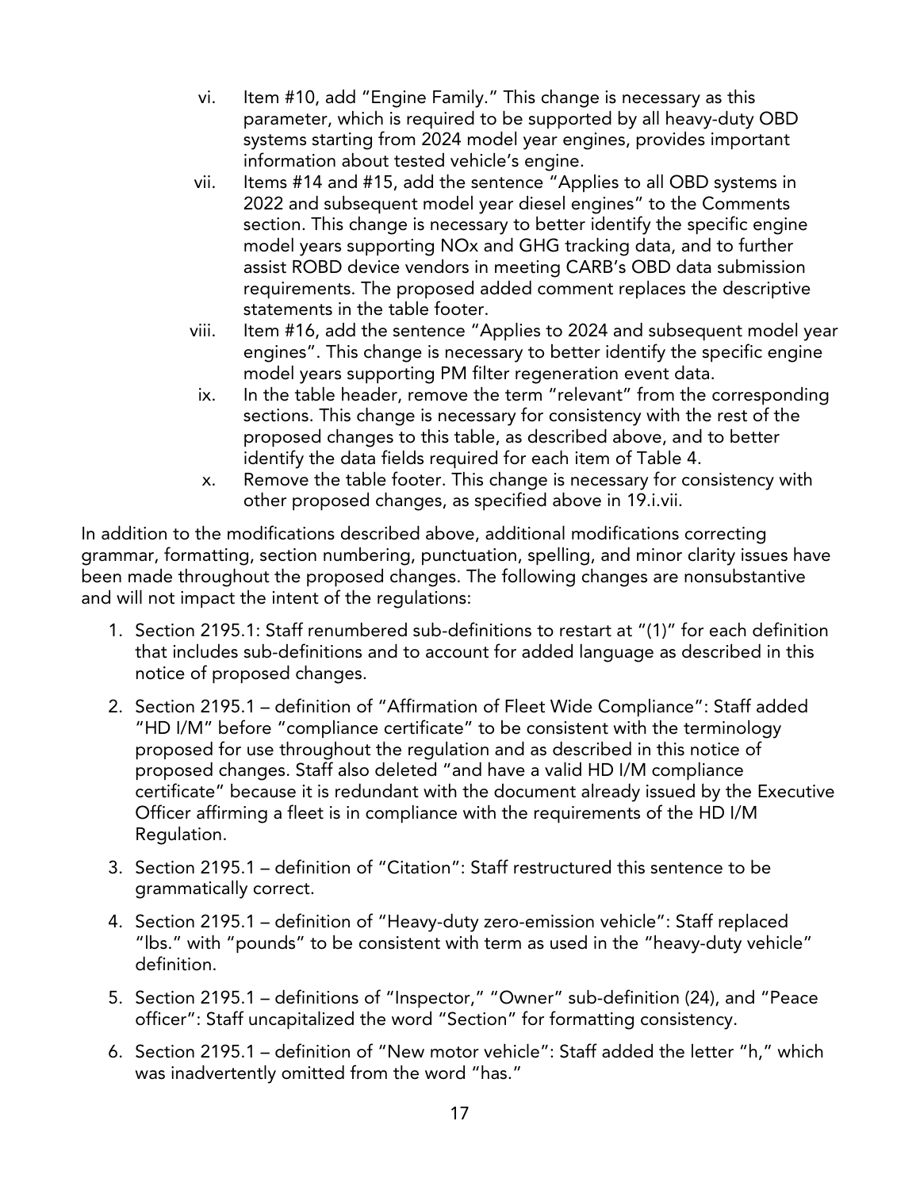vi. Item #10, add "Engine Family." This change is necessary as this parameter, which is required to be supported by all heavy-duty OBD systems starting from 2024 model year engines, provides important information about tested vehicle's engine.

vii. Items #14 and #15, add the sentence "Applies to all OBD systems in 2022 and subsequent model year diesel engines" to the Comments section. This change is necessary to better identify the specific engine model years supporting NOx and GHG tracking data, and to further assist ROBD device vendors in meeting CARB's OBD data submission requirements. The proposed added comment replaces the descriptive statements in the table footer.

viii. Item #16, add the sentence "Applies to 2024 and subsequent model year engines". This change is necessary to better identify the specific engine model years supporting PM filter regeneration event data.

ix. In the table header, remove the term "relevant" from the corresponding sections. This change is necessary for consistency with the rest of the proposed changes to this table, as described above, and to better identify the data fields required for each item of Table 4.

x. Remove the table footer. This change is necessary for consistency with other proposed changes, as specified above in 19.i.vii.

In addition to the modifications described above, additional modifications correcting grammar, formatting, section numbering, punctuation, spelling, and minor clarity issues have been made throughout the proposed changes. The following changes are nonsubstantive and will not impact the intent of the regulations:

1. Section 2195.1: Staff renumbered sub-definitions to restart at "(1)" for each definition that includes sub-definitions and to account for added language as described in this notice of proposed changes.

2. Section 2195.1 – definition of "Affirmation of Fleet Wide Compliance": Staff added "HD I/M" before "compliance certificate" to be consistent with the terminology proposed for use throughout the regulation and as described in this notice of proposed changes. Staff also deleted "and have a valid HD I/M compliance certificate" because it is redundant with the document already issued by the Executive Officer affirming a fleet is in compliance with the requirements of the HD I/M Regulation.

3. Section 2195.1 – definition of "Citation": Staff restructured this sentence to be grammatically correct.

4. Section 2195.1 – definition of "Heavy-duty zero-emission vehicle": Staff replaced "lbs." with "pounds" to be consistent with term as used in the "heavy-duty vehicle" definition.

5. Section 2195.1 – definitions of "Inspector," "Owner" sub-definition (24), and "Peace officer": Staff uncapitalized the word "Section" for formatting consistency.

6. Section 2195.1 – definition of "New motor vehicle": Staff added the letter "h," which was inadvertently omitted from the word "has."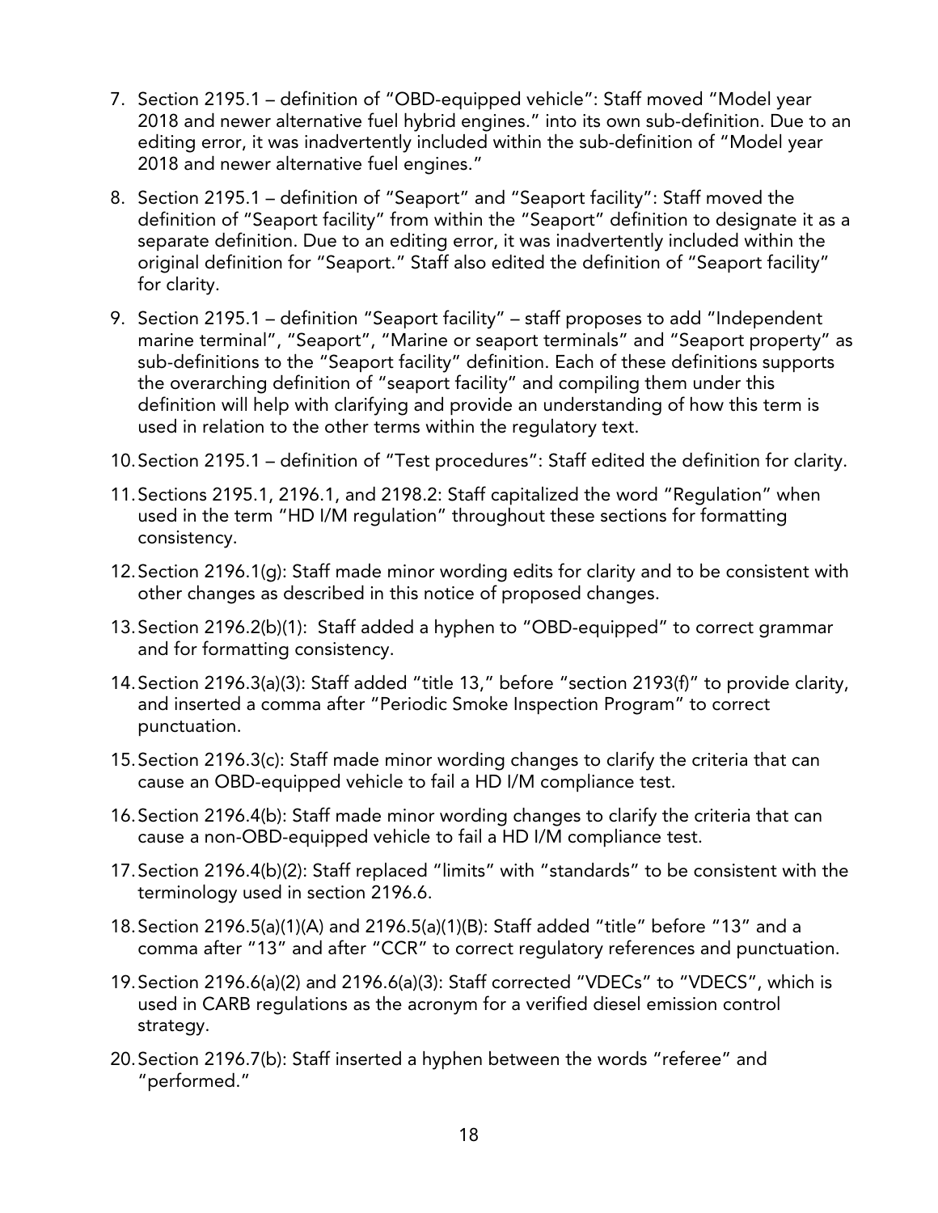7. Section 2195.1 – definition of "OBD-equipped vehicle": Staff moved "Model year 2018 and newer alternative fuel hybrid engines." into its own sub-definition. Due to an editing error, it was inadvertently included within the sub-definition of "Model year 2018 and newer alternative fuel engines."
8. Section 2195.1 – definition of "Seaport" and "Seaport facility": Staff moved the definition of "Seaport facility" from within the "Seaport" definition to designate it as a separate definition. Due to an editing error, it was inadvertently included within the original definition for "Seaport." Staff also edited the definition of "Seaport facility" for clarity.
9. Section 2195.1 – definition "Seaport facility" – staff proposes to add "Independent marine terminal", "Seaport", "Marine or seaport terminals" and "Seaport property" as sub-definitions to the "Seaport facility" definition. Each of these definitions supports the overarching definition of "seaport facility" and compiling them under this definition will help with clarifying and provide an understanding of how this term is used in relation to the other terms within the regulatory text.
10. Section 2195.1 – definition of "Test procedures": Staff edited the definition for clarity.
11. Sections 2195.1, 2196.1, and 2198.2: Staff capitalized the word "Regulation" when used in the term "HD I/M regulation" throughout these sections for formatting consistency.
12. Section 2196.1(g): Staff made minor wording edits for clarity and to be consistent with other changes as described in this notice of proposed changes.
13. Section 2196.2(b)(1): Staff added a hyphen to "OBD-equipped" to correct grammar and for formatting consistency.
14. Section 2196.3(a)(3): Staff added "title 13," before "section 2193(f)" to provide clarity, and inserted a comma after "Periodic Smoke Inspection Program" to correct punctuation.
15. Section 2196.3(c): Staff made minor wording changes to clarify the criteria that can cause an OBD-equipped vehicle to fail a HD I/M compliance test.
16. Section 2196.4(b): Staff made minor wording changes to clarify the criteria that can cause a non-OBD-equipped vehicle to fail a HD I/M compliance test.
17. Section 2196.4(b)(2): Staff replaced "limits" with "standards" to be consistent with the terminology used in section 2196.6.
18. Section 2196.5(a)(1)(A) and 2196.5(a)(1)(B): Staff added "title" before "13" and a comma after "13" and after "CCR" to correct regulatory references and punctuation.
19. Section 2196.6(a)(2) and 2196.6(a)(3): Staff corrected "VDECs" to "VDECS", which is used in CARB regulations as the acronym for a verified diesel emission control strategy.
20. Section 2196.7(b): Staff inserted a hyphen between the words "referee" and "performed."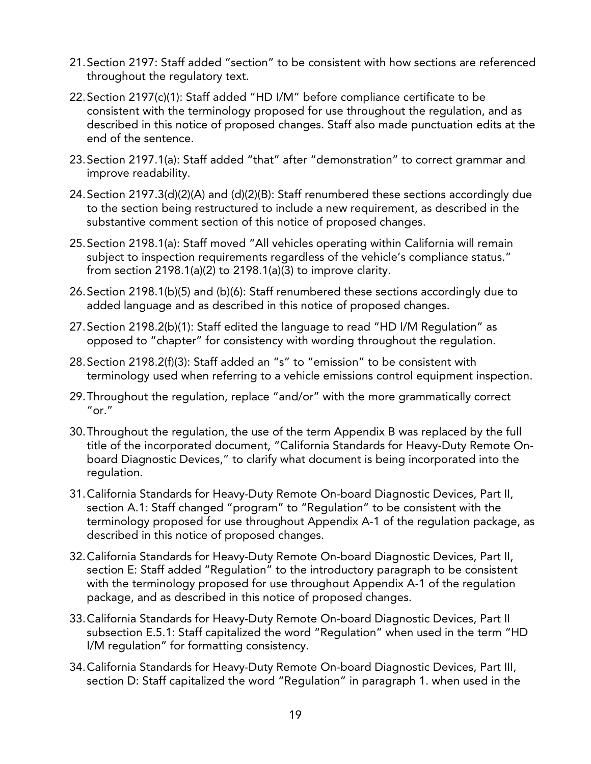21. Section 2197: Staff added "section" to be consistent with how sections are referenced throughout the regulatory text.
22. Section 2197(c)(1): Staff added "HD I/M" before compliance certificate to be consistent with the terminology proposed for use throughout the regulation, and as described in this notice of proposed changes. Staff also made punctuation edits at the end of the sentence.
23. Section 2197.1(a): Staff added "that" after "demonstration" to correct grammar and improve readability.
24. Section 2197.3(d)(2)(A) and (d)(2)(B): Staff renumbered these sections accordingly due to the section being restructured to include a new requirement, as described in the substantive comment section of this notice of proposed changes.
25. Section 2198.1(a): Staff moved "All vehicles operating within California will remain subject to inspection requirements regardless of the vehicle's compliance status." from section 2198.1(a)(2) to 2198.1(a)(3) to improve clarity.
26. Section 2198.1(b)(5) and (b)(6): Staff renumbered these sections accordingly due to added language and as described in this notice of proposed changes.
27. Section 2198.2(b)(1): Staff edited the language to read "HD I/M Regulation" as opposed to "chapter" for consistency with wording throughout the regulation.
28. Section 2198.2(f)(3): Staff added an "s" to "emission" to be consistent with terminology used when referring to a vehicle emissions control equipment inspection.
29. Throughout the regulation, replace "and/or" with the more grammatically correct "or."
30. Throughout the regulation, the use of the term Appendix B was replaced by the full title of the incorporated document, "California Standards for Heavy-Duty Remote On-board Diagnostic Devices," to clarify what document is being incorporated into the regulation.
31. California Standards for Heavy-Duty Remote On-board Diagnostic Devices, Part II, section A.1: Staff changed "program" to "Regulation" to be consistent with the terminology proposed for use throughout Appendix A-1 of the regulation package, as described in this notice of proposed changes.
32. California Standards for Heavy-Duty Remote On-board Diagnostic Devices, Part II, section E: Staff added "Regulation" to the introductory paragraph to be consistent with the terminology proposed for use throughout Appendix A-1 of the regulation package, and as described in this notice of proposed changes.
33. California Standards for Heavy-Duty Remote On-board Diagnostic Devices, Part II subsection E.5.1: Staff capitalized the word "Regulation" when used in the term "HD I/M regulation" for formatting consistency.
34. California Standards for Heavy-Duty Remote On-board Diagnostic Devices, Part III, section D: Staff capitalized the word "Regulation" in paragraph 1. when used in the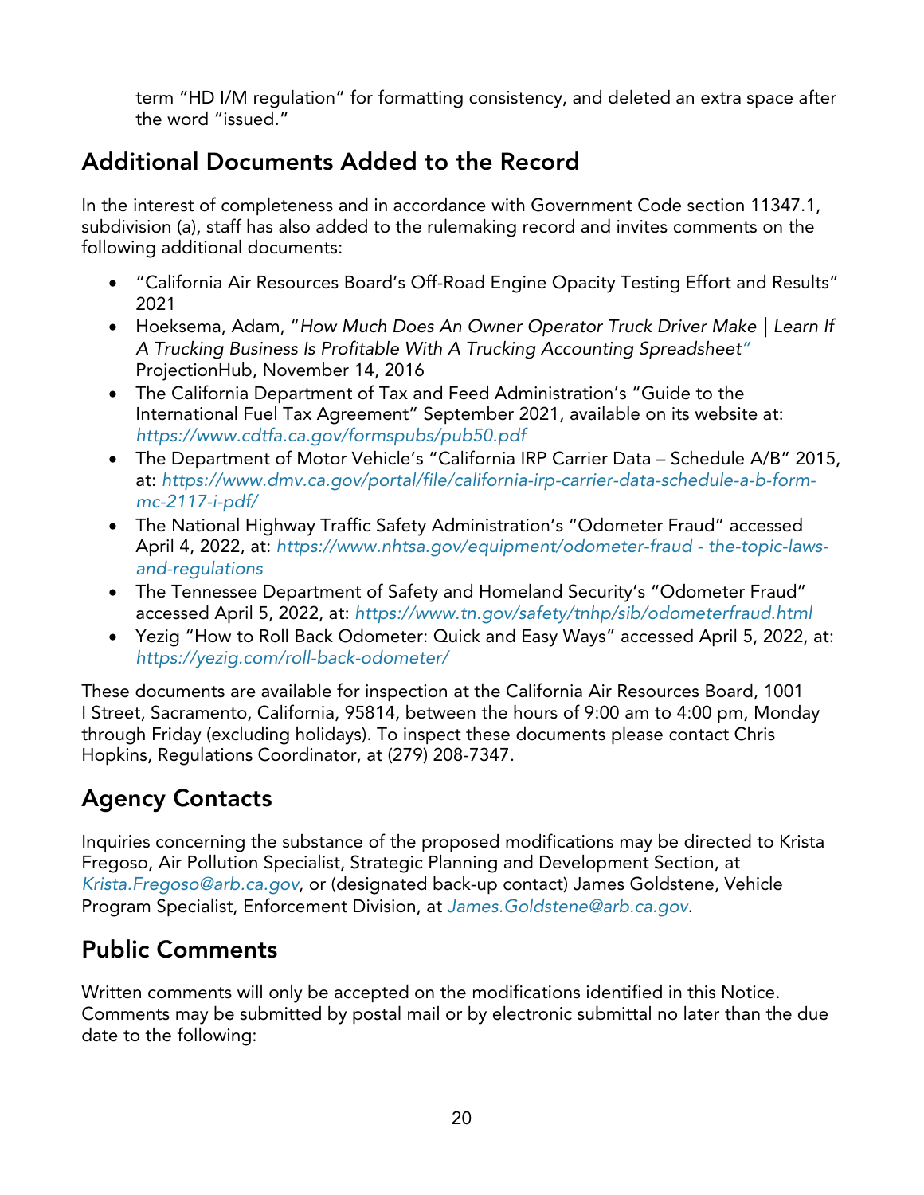term "HD I/M regulation" for formatting consistency, and deleted an extra space after the word "issued."

## Additional Documents Added to the Record

In the interest of completeness and in accordance with Government Code section 11347.1, subdivision (a), staff has also added to the rulemaking record and invites comments on the following additional documents:

- "California Air Resources Board's Off-Road Engine Opacity Testing Effort and Results" 2021
- Hoeksema, Adam, "*How Much Does An Owner Operator Truck Driver Make | Learn If A Trucking Business Is Profitable With A Trucking Accounting Spreadsheet"* ProjectionHub, November 14, 2016
- The California Department of Tax and Feed Administration's "Guide to the International Fuel Tax Agreement" September 2021, available on its website at: *https://www.cdtfa.ca.gov/formspubs/pub50.pdf*
- The Department of Motor Vehicle's "California IRP Carrier Data – Schedule A/B" 2015, at: *https://www.dmv.ca.gov/portal/file/california-irp-carrier-data-schedule-a-b-form-mc-2117-i-pdf/*
- The National Highway Traffic Safety Administration's "Odometer Fraud" accessed April 4, 2022, at: *https://www.nhtsa.gov/equipment/odometer-fraud - the-topic-laws-and-regulations*
- The Tennessee Department of Safety and Homeland Security's "Odometer Fraud" accessed April 5, 2022, at: *https://www.tn.gov/safety/tnhp/sib/odometerfraud.html*
- Yezig "How to Roll Back Odometer: Quick and Easy Ways" accessed April 5, 2022, at: *https://yezig.com/roll-back-odometer/*

These documents are available for inspection at the California Air Resources Board, 1001 I Street, Sacramento, California, 95814, between the hours of 9:00 am to 4:00 pm, Monday through Friday (excluding holidays). To inspect these documents please contact Chris Hopkins, Regulations Coordinator, at (279) 208-7347.

## Agency Contacts

Inquiries concerning the substance of the proposed modifications may be directed to Krista Fregoso, Air Pollution Specialist, Strategic Planning and Development Section, at *Krista.Fregoso@arb.ca.gov*, or (designated back-up contact) James Goldstene, Vehicle Program Specialist, Enforcement Division, at *James.Goldstene@arb.ca.gov*.

## Public Comments

Written comments will only be accepted on the modifications identified in this Notice. Comments may be submitted by postal mail or by electronic submittal no later than the due date to the following: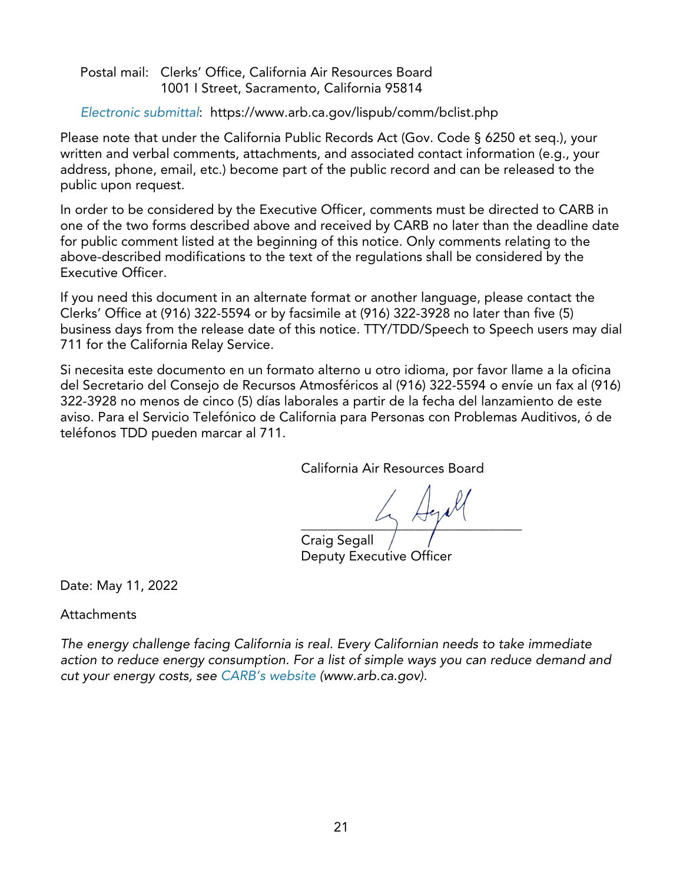Postal mail: Clerks' Office, California Air Resources Board
1001 I Street, Sacramento, California 95814

*Electronic submittal*: https://www.arb.ca.gov/lispub/comm/bclist.php

Please note that under the California Public Records Act (Gov. Code § 6250 et seq.), your written and verbal comments, attachments, and associated contact information (e.g., your address, phone, email, etc.) become part of the public record and can be released to the public upon request.

In order to be considered by the Executive Officer, comments must be directed to CARB in one of the two forms described above and received by CARB no later than the deadline date for public comment listed at the beginning of this notice. Only comments relating to the above-described modifications to the text of the regulations shall be considered by the Executive Officer.

If you need this document in an alternate format or another language, please contact the Clerks' Office at (916) 322-5594 or by facsimile at (916) 322-3928 no later than five (5) business days from the release date of this notice. TTY/TDD/Speech to Speech users may dial 711 for the California Relay Service.

Si necesita este documento en un formato alterno u otro idioma, por favor llame a la oficina del Secretario del Consejo de Recursos Atmosféricos al (916) 322-5594 o envíe un fax al (916) 322-3928 no menos de cinco (5) días laborales a partir de la fecha del lanzamiento de este aviso. Para el Servicio Telefónico de California para Personas con Problemas Auditivos, ó de teléfonos TDD pueden marcar al 711.

California Air Resources Board

\_\_\_\_\_\_\_\_\_\_\_\_\_\_\_\_\_\_\_\_\_\_\_\_\_\_\_\_\_\_

Craig Segall
Deputy Executive Officer

Date: May 11, 2022

Attachments

*The energy challenge facing California is real. Every Californian needs to take immediate action to reduce energy consumption. For a list of simple ways you can reduce demand and cut your energy costs, see CARB's website (www.arb.ca.gov).*